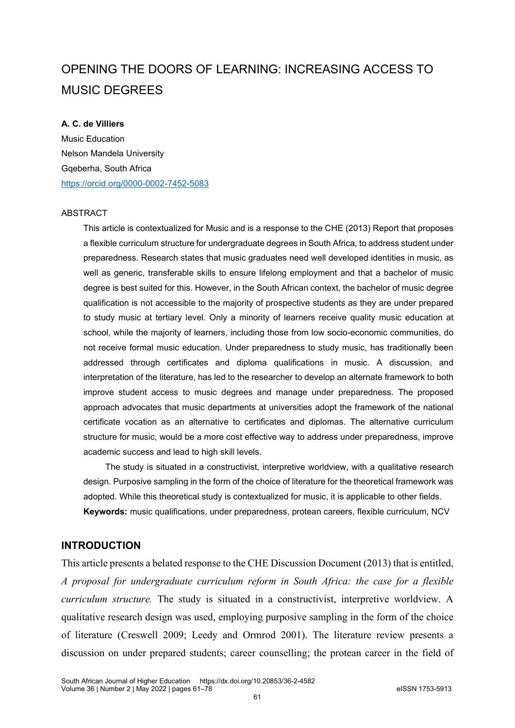# OPENING THE DOORS OF LEARNING: INCREASING ACCESS TO MUSIC DEGREES

**A. C. de Villiers**
Music Education
Nelson Mandela University
Gqeberha, South Africa
https://orcid.org/0000-0002-7452-5083

ABSTRACT

This article is contextualized for Music and is a response to the CHE (2013) Report that proposes a flexible curriculum structure for undergraduate degrees in South Africa, to address student under preparedness. Research states that music graduates need well developed identities in music, as well as generic, transferable skills to ensure lifelong employment and that a bachelor of music degree is best suited for this. However, in the South African context, the bachelor of music degree qualification is not accessible to the majority of prospective students as they are under prepared to study music at tertiary level. Only a minority of learners receive quality music education at school, while the majority of learners, including those from low socio-economic communities, do not receive formal music education. Under preparedness to study music, has traditionally been addressed through certificates and diploma qualifications in music. A discussion, and interpretation of the literature, has led to the researcher to develop an alternate framework to both improve student access to music degrees and manage under preparedness. The proposed approach advocates that music departments at universities adopt the framework of the national certificate vocation as an alternative to certificates and diplomas. The alternative curriculum structure for music, would be a more cost effective way to address under preparedness, improve academic success and lead to high skill levels.

The study is situated in a constructivist, interpretive worldview, with a qualitative research design. Purposive sampling in the form of the choice of literature for the theoretical framework was adopted. While this theoretical study is contextualized for music, it is applicable to other fields.

**Keywords:** music qualifications, under preparedness, protean careers, flexible curriculum, NCV

## INTRODUCTION

This article presents a belated response to the CHE Discussion Document (2013) that is entitled, *A proposal for undergraduate curriculum reform in South Africa: the case for a flexible curriculum structure.* The study is situated in a constructivist, interpretive worldview. A qualitative research design was used, employing purposive sampling in the form of the choice of literature (Creswell 2009; Leedy and Ormrod 2001). The literature review presents a discussion on under prepared students; career counselling; the protean career in the field of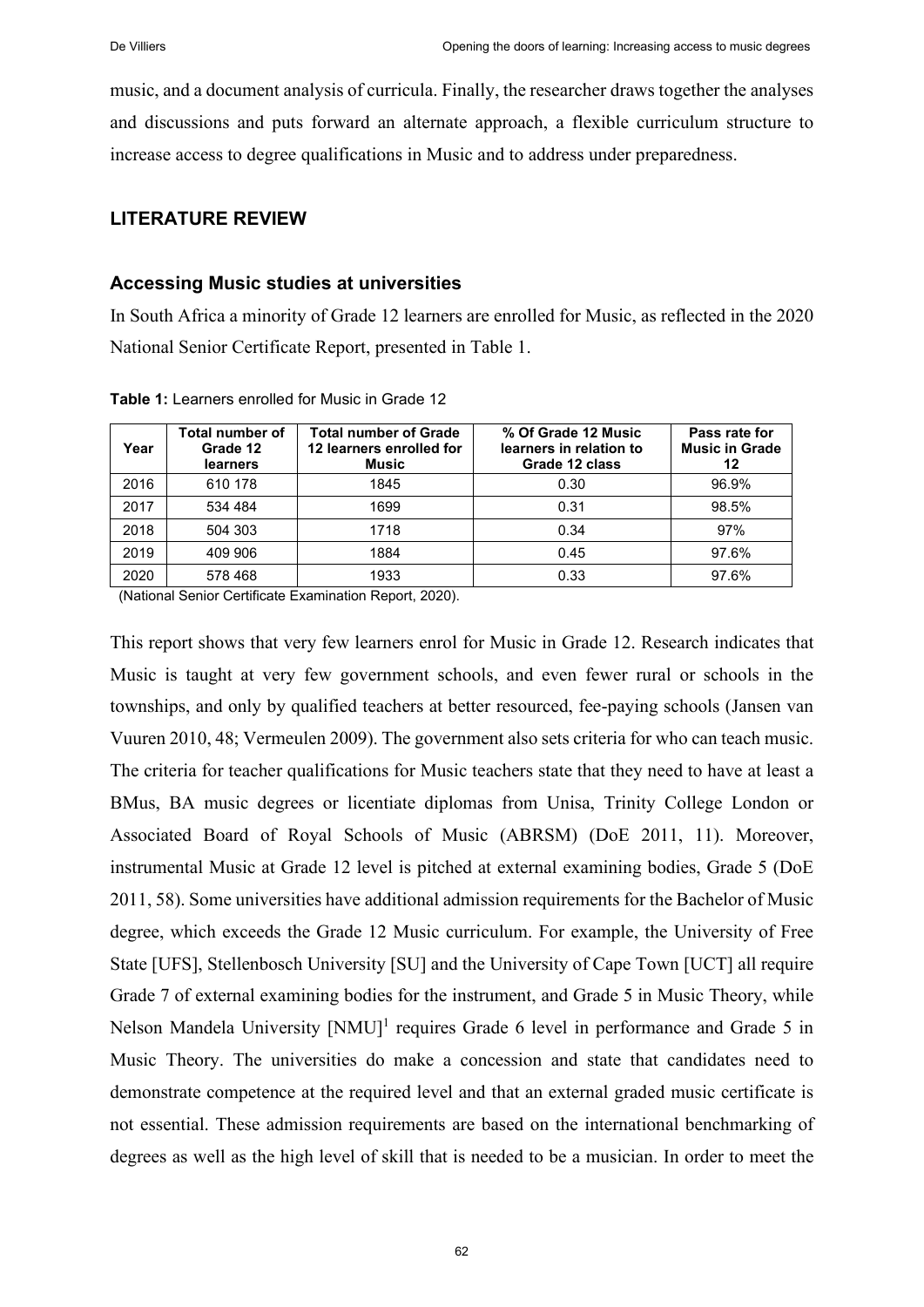music, and a document analysis of curricula. Finally, the researcher draws together the analyses and discussions and puts forward an alternate approach, a flexible curriculum structure to increase access to degree qualifications in Music and to address under preparedness.

## LITERATURE REVIEW

### Accessing Music studies at universities

In South Africa a minority of Grade 12 learners are enrolled for Music, as reflected in the 2020 National Senior Certificate Report, presented in Table 1.

**Table 1:** Learners enrolled for Music in Grade 12

| Year | Total number of Grade 12 learners | Total number of Grade 12 learners enrolled for Music | % Of Grade 12 Music learners in relation to Grade 12 class | Pass rate for Music in Grade 12 |
|---|---|---|---|---|
| 2016 | 610 178 | 1845 | 0.30 | 96.9% |
| 2017 | 534 484 | 1699 | 0.31 | 98.5% |
| 2018 | 504 303 | 1718 | 0.34 | 97% |
| 2019 | 409 906 | 1884 | 0.45 | 97.6% |
| 2020 | 578 468 | 1933 | 0.33 | 97.6% |

(National Senior Certificate Examination Report, 2020).

This report shows that very few learners enrol for Music in Grade 12. Research indicates that Music is taught at very few government schools, and even fewer rural or schools in the townships, and only by qualified teachers at better resourced, fee-paying schools (Jansen van Vuuren 2010, 48; Vermeulen 2009). The government also sets criteria for who can teach music. The criteria for teacher qualifications for Music teachers state that they need to have at least a BMus, BA music degrees or licentiate diplomas from Unisa, Trinity College London or Associated Board of Royal Schools of Music (ABRSM) (DoE 2011, 11). Moreover, instrumental Music at Grade 12 level is pitched at external examining bodies, Grade 5 (DoE 2011, 58). Some universities have additional admission requirements for the Bachelor of Music degree, which exceeds the Grade 12 Music curriculum. For example, the University of Free State [UFS], Stellenbosch University [SU] and the University of Cape Town [UCT] all require Grade 7 of external examining bodies for the instrument, and Grade 5 in Music Theory, while Nelson Mandela University [NMU][1] requires Grade 6 level in performance and Grade 5 in Music Theory. The universities do make a concession and state that candidates need to demonstrate competence at the required level and that an external graded music certificate is not essential. These admission requirements are based on the international benchmarking of degrees as well as the high level of skill that is needed to be a musician. In order to meet the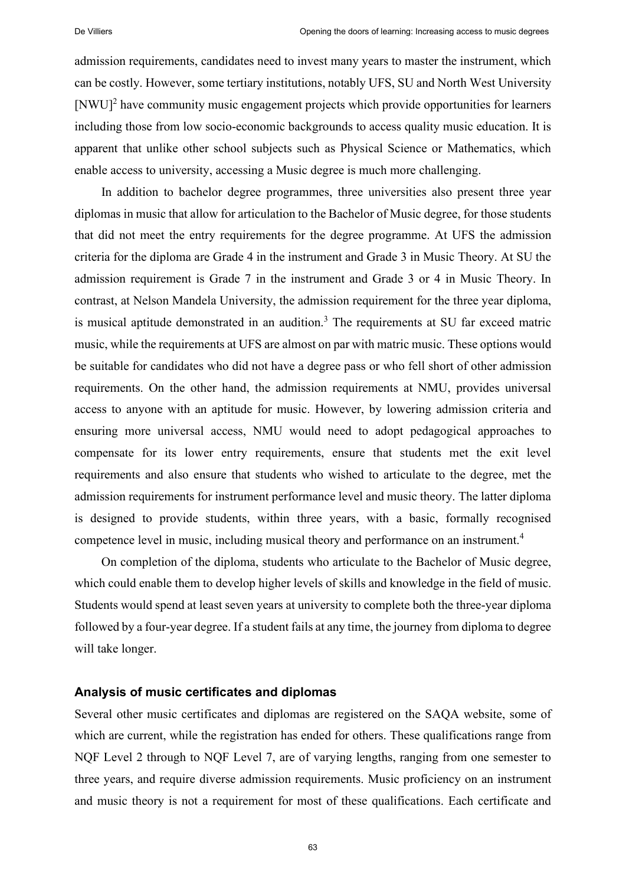admission requirements, candidates need to invest many years to master the instrument, which can be costly. However, some tertiary institutions, notably UFS, SU and North West University [NWU][2] have community music engagement projects which provide opportunities for learners including those from low socio-economic backgrounds to access quality music education. It is apparent that unlike other school subjects such as Physical Science or Mathematics, which enable access to university, accessing a Music degree is much more challenging.

In addition to bachelor degree programmes, three universities also present three year diplomas in music that allow for articulation to the Bachelor of Music degree, for those students that did not meet the entry requirements for the degree programme. At UFS the admission criteria for the diploma are Grade 4 in the instrument and Grade 3 in Music Theory. At SU the admission requirement is Grade 7 in the instrument and Grade 3 or 4 in Music Theory. In contrast, at Nelson Mandela University, the admission requirement for the three year diploma, is musical aptitude demonstrated in an audition.[3] The requirements at SU far exceed matric music, while the requirements at UFS are almost on par with matric music. These options would be suitable for candidates who did not have a degree pass or who fell short of other admission requirements. On the other hand, the admission requirements at NMU, provides universal access to anyone with an aptitude for music. However, by lowering admission criteria and ensuring more universal access, NMU would need to adopt pedagogical approaches to compensate for its lower entry requirements, ensure that students met the exit level requirements and also ensure that students who wished to articulate to the degree, met the admission requirements for instrument performance level and music theory. The latter diploma is designed to provide students, within three years, with a basic, formally recognised competence level in music, including musical theory and performance on an instrument.[4]

On completion of the diploma, students who articulate to the Bachelor of Music degree, which could enable them to develop higher levels of skills and knowledge in the field of music. Students would spend at least seven years at university to complete both the three-year diploma followed by a four-year degree. If a student fails at any time, the journey from diploma to degree will take longer.

### Analysis of music certificates and diplomas

Several other music certificates and diplomas are registered on the SAQA website, some of which are current, while the registration has ended for others. These qualifications range from NQF Level 2 through to NQF Level 7, are of varying lengths, ranging from one semester to three years, and require diverse admission requirements. Music proficiency on an instrument and music theory is not a requirement for most of these qualifications. Each certificate and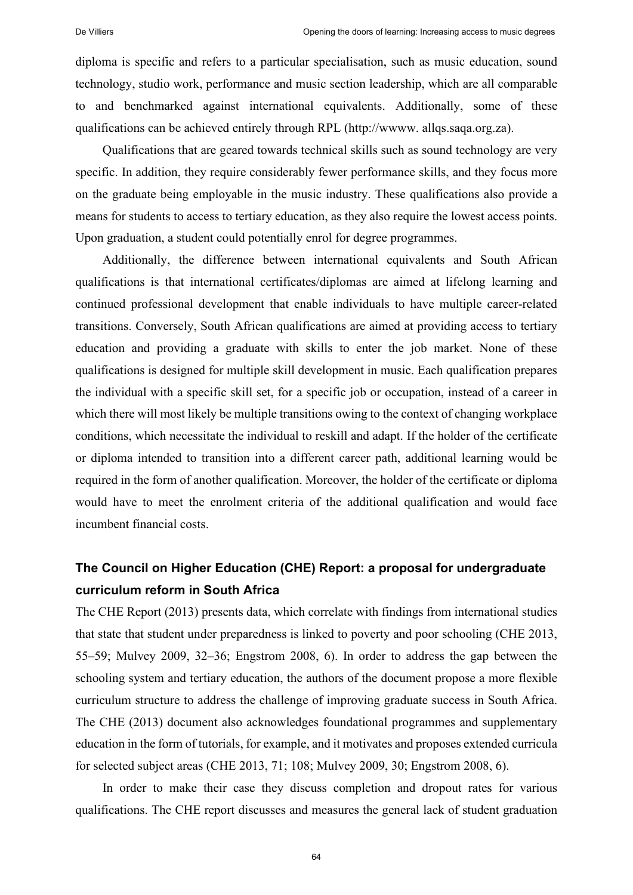diploma is specific and refers to a particular specialisation, such as music education, sound technology, studio work, performance and music section leadership, which are all comparable to and benchmarked against international equivalents. Additionally, some of these qualifications can be achieved entirely through RPL (http://wwww. allqs.saqa.org.za).

Qualifications that are geared towards technical skills such as sound technology are very specific. In addition, they require considerably fewer performance skills, and they focus more on the graduate being employable in the music industry. These qualifications also provide a means for students to access to tertiary education, as they also require the lowest access points. Upon graduation, a student could potentially enrol for degree programmes.

Additionally, the difference between international equivalents and South African qualifications is that international certificates/diplomas are aimed at lifelong learning and continued professional development that enable individuals to have multiple career-related transitions. Conversely, South African qualifications are aimed at providing access to tertiary education and providing a graduate with skills to enter the job market. None of these qualifications is designed for multiple skill development in music. Each qualification prepares the individual with a specific skill set, for a specific job or occupation, instead of a career in which there will most likely be multiple transitions owing to the context of changing workplace conditions, which necessitate the individual to reskill and adapt. If the holder of the certificate or diploma intended to transition into a different career path, additional learning would be required in the form of another qualification. Moreover, the holder of the certificate or diploma would have to meet the enrolment criteria of the additional qualification and would face incumbent financial costs.

## The Council on Higher Education (CHE) Report: a proposal for undergraduate curriculum reform in South Africa

The CHE Report (2013) presents data, which correlate with findings from international studies that state that student under preparedness is linked to poverty and poor schooling (CHE 2013, 55–59; Mulvey 2009, 32–36; Engstrom 2008, 6). In order to address the gap between the schooling system and tertiary education, the authors of the document propose a more flexible curriculum structure to address the challenge of improving graduate success in South Africa. The CHE (2013) document also acknowledges foundational programmes and supplementary education in the form of tutorials, for example, and it motivates and proposes extended curricula for selected subject areas (CHE 2013, 71; 108; Mulvey 2009, 30; Engstrom 2008, 6).

In order to make their case they discuss completion and dropout rates for various qualifications. The CHE report discusses and measures the general lack of student graduation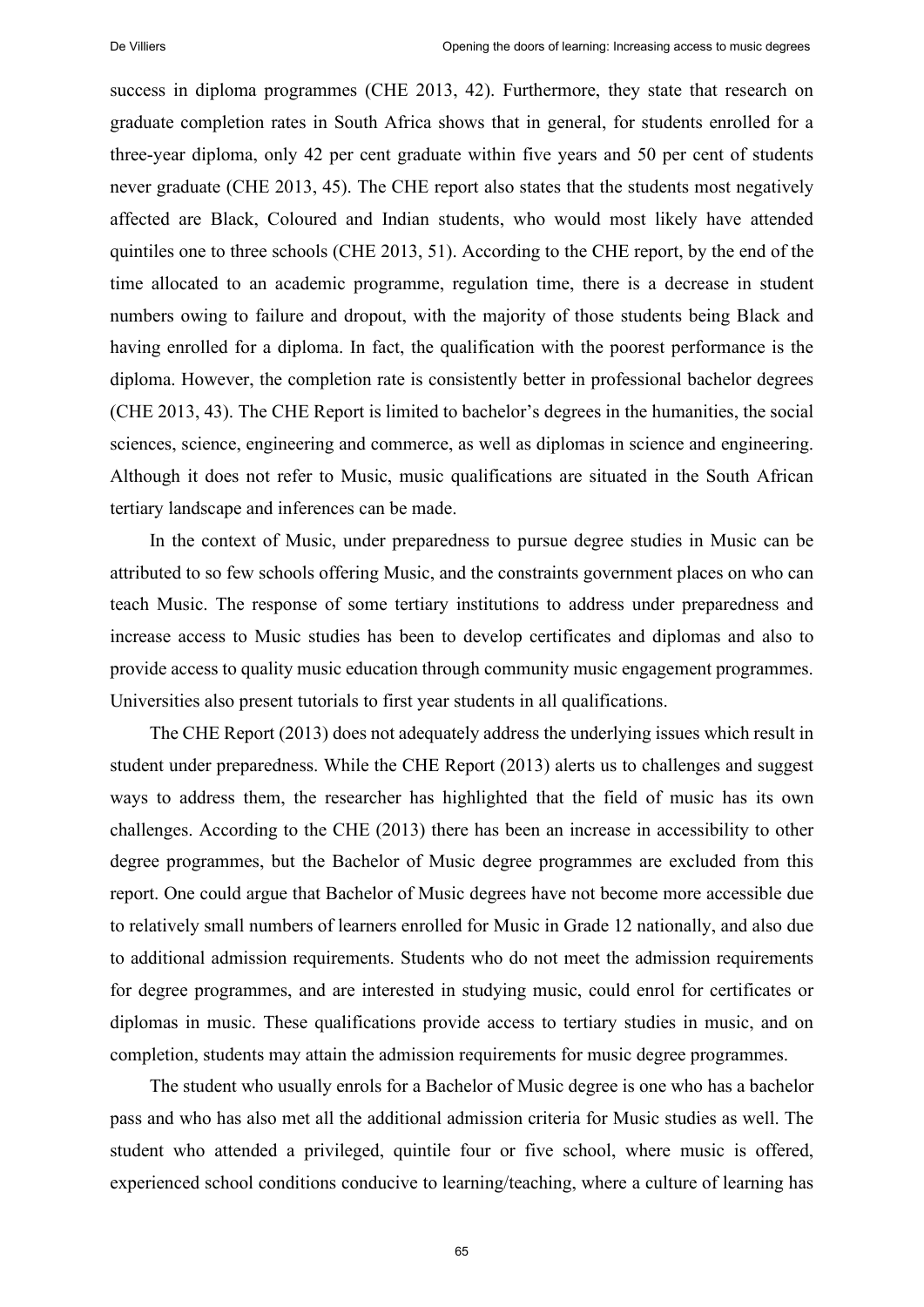success in diploma programmes (CHE 2013, 42). Furthermore, they state that research on graduate completion rates in South Africa shows that in general, for students enrolled for a three-year diploma, only 42 per cent graduate within five years and 50 per cent of students never graduate (CHE 2013, 45). The CHE report also states that the students most negatively affected are Black, Coloured and Indian students, who would most likely have attended quintiles one to three schools (CHE 2013, 51). According to the CHE report, by the end of the time allocated to an academic programme, regulation time, there is a decrease in student numbers owing to failure and dropout, with the majority of those students being Black and having enrolled for a diploma. In fact, the qualification with the poorest performance is the diploma. However, the completion rate is consistently better in professional bachelor degrees (CHE 2013, 43). The CHE Report is limited to bachelor's degrees in the humanities, the social sciences, science, engineering and commerce, as well as diplomas in science and engineering. Although it does not refer to Music, music qualifications are situated in the South African tertiary landscape and inferences can be made.

In the context of Music, under preparedness to pursue degree studies in Music can be attributed to so few schools offering Music, and the constraints government places on who can teach Music. The response of some tertiary institutions to address under preparedness and increase access to Music studies has been to develop certificates and diplomas and also to provide access to quality music education through community music engagement programmes. Universities also present tutorials to first year students in all qualifications.

The CHE Report (2013) does not adequately address the underlying issues which result in student under preparedness. While the CHE Report (2013) alerts us to challenges and suggest ways to address them, the researcher has highlighted that the field of music has its own challenges. According to the CHE (2013) there has been an increase in accessibility to other degree programmes, but the Bachelor of Music degree programmes are excluded from this report. One could argue that Bachelor of Music degrees have not become more accessible due to relatively small numbers of learners enrolled for Music in Grade 12 nationally, and also due to additional admission requirements. Students who do not meet the admission requirements for degree programmes, and are interested in studying music, could enrol for certificates or diplomas in music. These qualifications provide access to tertiary studies in music, and on completion, students may attain the admission requirements for music degree programmes.

The student who usually enrols for a Bachelor of Music degree is one who has a bachelor pass and who has also met all the additional admission criteria for Music studies as well. The student who attended a privileged, quintile four or five school, where music is offered, experienced school conditions conducive to learning/teaching, where a culture of learning has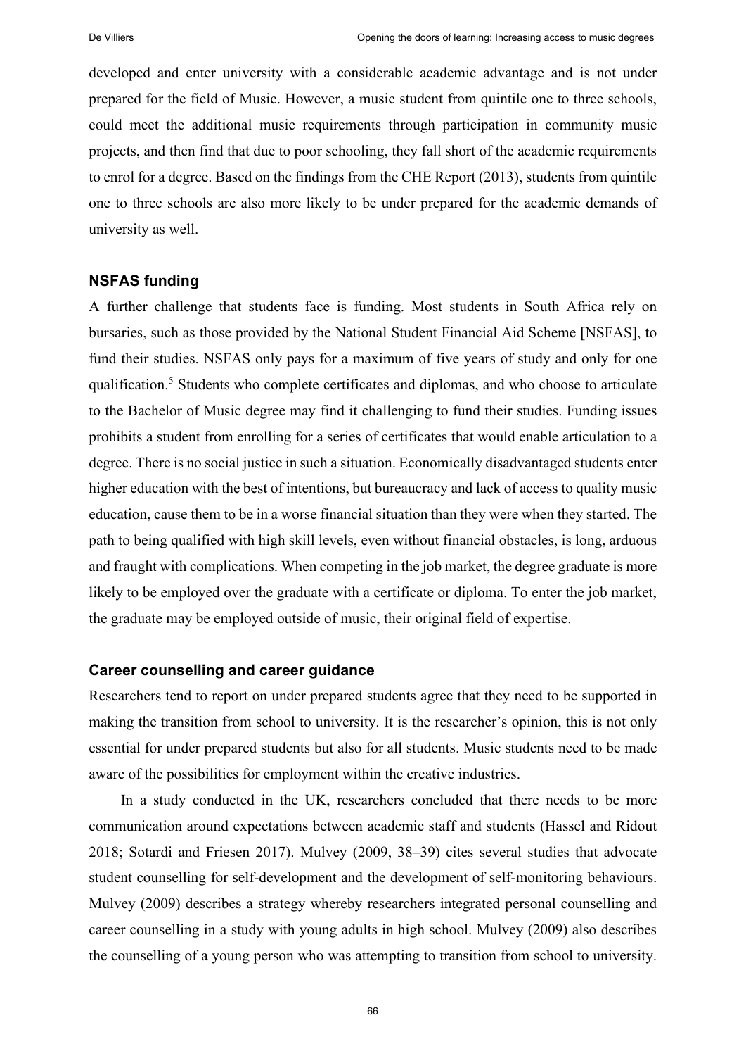developed and enter university with a considerable academic advantage and is not under prepared for the field of Music. However, a music student from quintile one to three schools, could meet the additional music requirements through participation in community music projects, and then find that due to poor schooling, they fall short of the academic requirements to enrol for a degree. Based on the findings from the CHE Report (2013), students from quintile one to three schools are also more likely to be under prepared for the academic demands of university as well.

## NSFAS funding

A further challenge that students face is funding. Most students in South Africa rely on bursaries, such as those provided by the National Student Financial Aid Scheme [NSFAS], to fund their studies. NSFAS only pays for a maximum of five years of study and only for one qualification.[5] Students who complete certificates and diplomas, and who choose to articulate to the Bachelor of Music degree may find it challenging to fund their studies. Funding issues prohibits a student from enrolling for a series of certificates that would enable articulation to a degree. There is no social justice in such a situation. Economically disadvantaged students enter higher education with the best of intentions, but bureaucracy and lack of access to quality music education, cause them to be in a worse financial situation than they were when they started. The path to being qualified with high skill levels, even without financial obstacles, is long, arduous and fraught with complications. When competing in the job market, the degree graduate is more likely to be employed over the graduate with a certificate or diploma. To enter the job market, the graduate may be employed outside of music, their original field of expertise.

## Career counselling and career guidance

Researchers tend to report on under prepared students agree that they need to be supported in making the transition from school to university. It is the researcher's opinion, this is not only essential for under prepared students but also for all students. Music students need to be made aware of the possibilities for employment within the creative industries.

In a study conducted in the UK, researchers concluded that there needs to be more communication around expectations between academic staff and students (Hassel and Ridout 2018; Sotardi and Friesen 2017). Mulvey (2009, 38–39) cites several studies that advocate student counselling for self-development and the development of self-monitoring behaviours. Mulvey (2009) describes a strategy whereby researchers integrated personal counselling and career counselling in a study with young adults in high school. Mulvey (2009) also describes the counselling of a young person who was attempting to transition from school to university.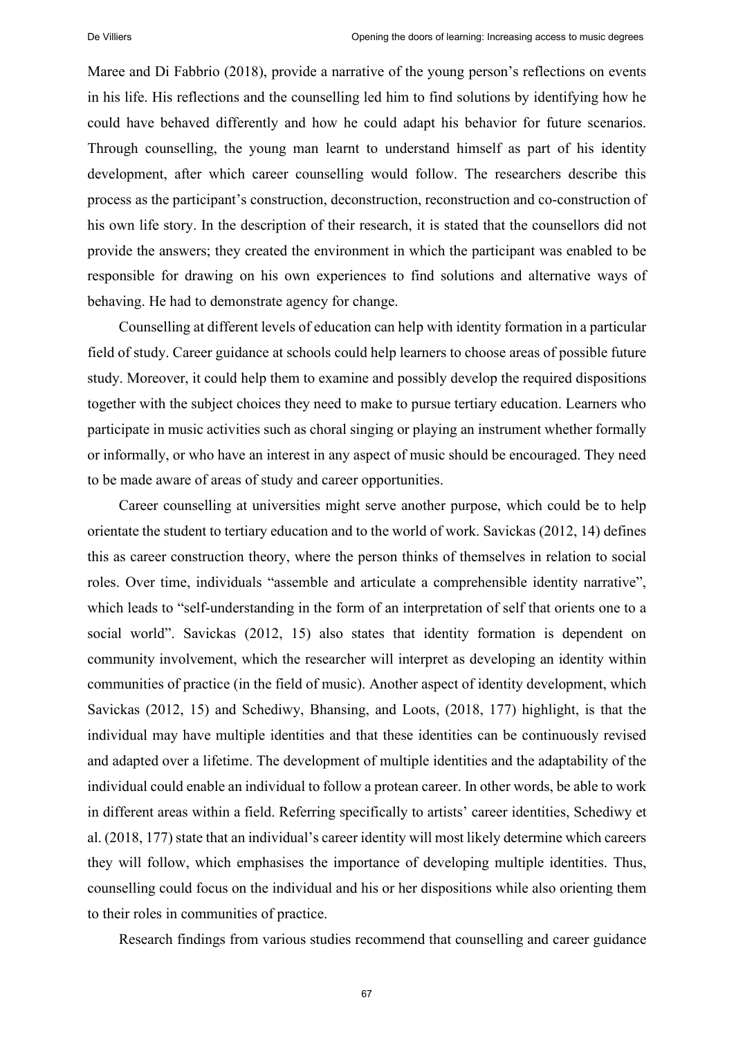Maree and Di Fabbrio (2018), provide a narrative of the young person's reflections on events in his life. His reflections and the counselling led him to find solutions by identifying how he could have behaved differently and how he could adapt his behavior for future scenarios. Through counselling, the young man learnt to understand himself as part of his identity development, after which career counselling would follow. The researchers describe this process as the participant's construction, deconstruction, reconstruction and co-construction of his own life story. In the description of their research, it is stated that the counsellors did not provide the answers; they created the environment in which the participant was enabled to be responsible for drawing on his own experiences to find solutions and alternative ways of behaving. He had to demonstrate agency for change.

Counselling at different levels of education can help with identity formation in a particular field of study. Career guidance at schools could help learners to choose areas of possible future study. Moreover, it could help them to examine and possibly develop the required dispositions together with the subject choices they need to make to pursue tertiary education. Learners who participate in music activities such as choral singing or playing an instrument whether formally or informally, or who have an interest in any aspect of music should be encouraged. They need to be made aware of areas of study and career opportunities.

Career counselling at universities might serve another purpose, which could be to help orientate the student to tertiary education and to the world of work. Savickas (2012, 14) defines this as career construction theory, where the person thinks of themselves in relation to social roles. Over time, individuals "assemble and articulate a comprehensible identity narrative", which leads to "self-understanding in the form of an interpretation of self that orients one to a social world". Savickas (2012, 15) also states that identity formation is dependent on community involvement, which the researcher will interpret as developing an identity within communities of practice (in the field of music). Another aspect of identity development, which Savickas (2012, 15) and Schediwy, Bhansing, and Loots, (2018, 177) highlight, is that the individual may have multiple identities and that these identities can be continuously revised and adapted over a lifetime. The development of multiple identities and the adaptability of the individual could enable an individual to follow a protean career. In other words, be able to work in different areas within a field. Referring specifically to artists' career identities, Schediwy et al. (2018, 177) state that an individual's career identity will most likely determine which careers they will follow, which emphasises the importance of developing multiple identities. Thus, counselling could focus on the individual and his or her dispositions while also orienting them to their roles in communities of practice.

Research findings from various studies recommend that counselling and career guidance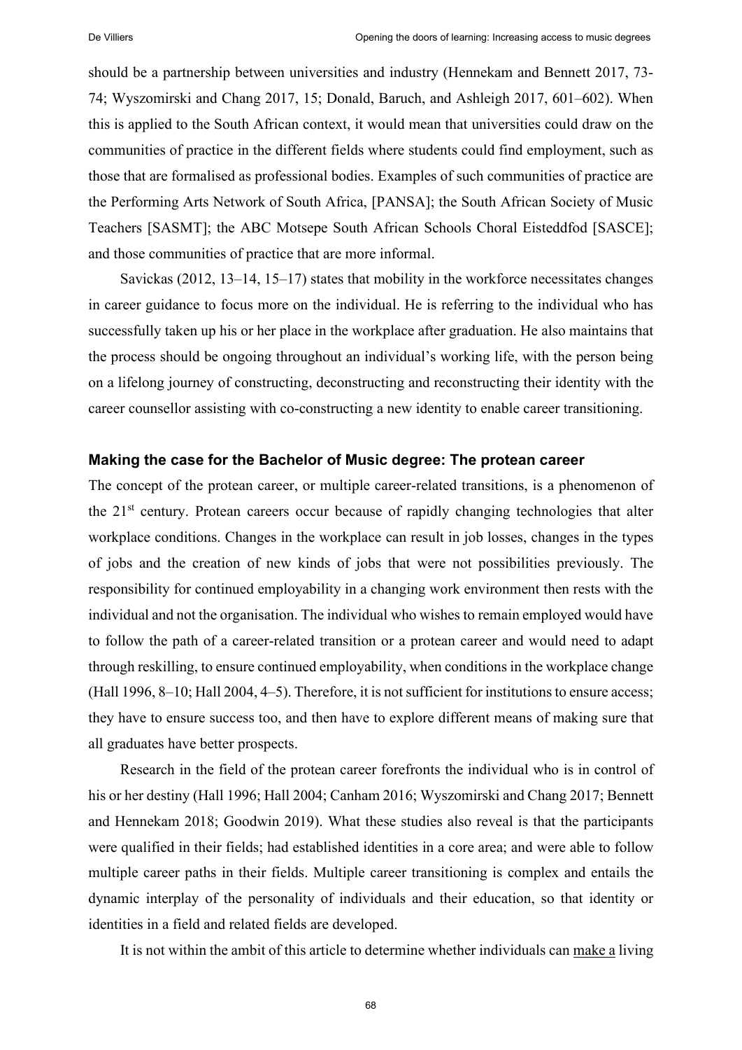should be a partnership between universities and industry (Hennekam and Bennett 2017, 73-74; Wyszomirski and Chang 2017, 15; Donald, Baruch, and Ashleigh 2017, 601–602). When this is applied to the South African context, it would mean that universities could draw on the communities of practice in the different fields where students could find employment, such as those that are formalised as professional bodies. Examples of such communities of practice are the Performing Arts Network of South Africa, [PANSA]; the South African Society of Music Teachers [SASMT]; the ABC Motsepe South African Schools Choral Eisteddfod [SASCE]; and those communities of practice that are more informal.

Savickas (2012, 13–14, 15–17) states that mobility in the workforce necessitates changes in career guidance to focus more on the individual. He is referring to the individual who has successfully taken up his or her place in the workplace after graduation. He also maintains that the process should be ongoing throughout an individual's working life, with the person being on a lifelong journey of constructing, deconstructing and reconstructing their identity with the career counsellor assisting with co-constructing a new identity to enable career transitioning.

### Making the case for the Bachelor of Music degree: The protean career

The concept of the protean career, or multiple career-related transitions, is a phenomenon of the 21st century. Protean careers occur because of rapidly changing technologies that alter workplace conditions. Changes in the workplace can result in job losses, changes in the types of jobs and the creation of new kinds of jobs that were not possibilities previously. The responsibility for continued employability in a changing work environment then rests with the individual and not the organisation. The individual who wishes to remain employed would have to follow the path of a career-related transition or a protean career and would need to adapt through reskilling, to ensure continued employability, when conditions in the workplace change (Hall 1996, 8–10; Hall 2004, 4–5). Therefore, it is not sufficient for institutions to ensure access; they have to ensure success too, and then have to explore different means of making sure that all graduates have better prospects.

Research in the field of the protean career forefronts the individual who is in control of his or her destiny (Hall 1996; Hall 2004; Canham 2016; Wyszomirski and Chang 2017; Bennett and Hennekam 2018; Goodwin 2019). What these studies also reveal is that the participants were qualified in their fields; had established identities in a core area; and were able to follow multiple career paths in their fields. Multiple career transitioning is complex and entails the dynamic interplay of the personality of individuals and their education, so that identity or identities in a field and related fields are developed.

It is not within the ambit of this article to determine whether individuals can make a living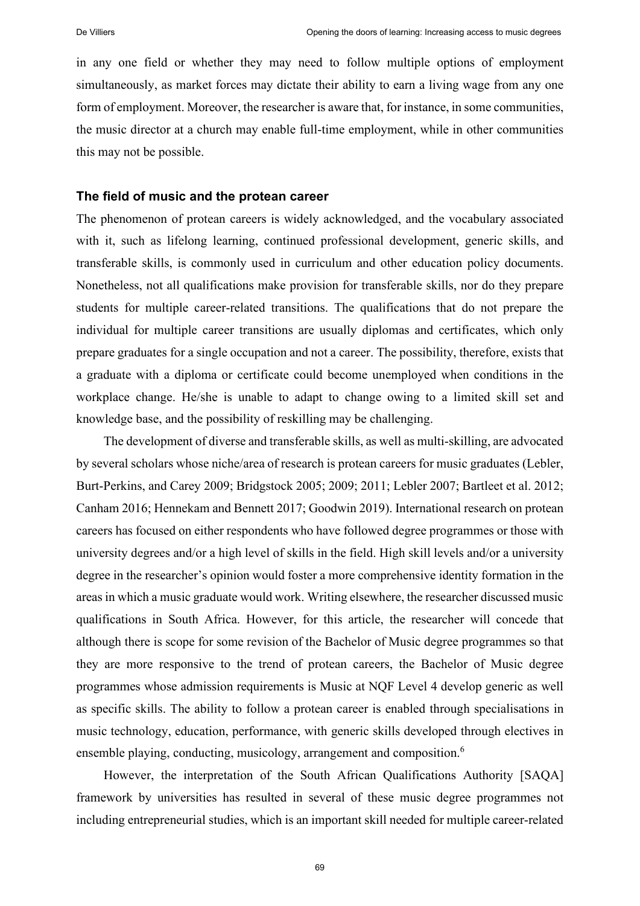in any one field or whether they may need to follow multiple options of employment simultaneously, as market forces may dictate their ability to earn a living wage from any one form of employment. Moreover, the researcher is aware that, for instance, in some communities, the music director at a church may enable full-time employment, while in other communities this may not be possible.

## The field of music and the protean career

The phenomenon of protean careers is widely acknowledged, and the vocabulary associated with it, such as lifelong learning, continued professional development, generic skills, and transferable skills, is commonly used in curriculum and other education policy documents. Nonetheless, not all qualifications make provision for transferable skills, nor do they prepare students for multiple career-related transitions. The qualifications that do not prepare the individual for multiple career transitions are usually diplomas and certificates, which only prepare graduates for a single occupation and not a career. The possibility, therefore, exists that a graduate with a diploma or certificate could become unemployed when conditions in the workplace change. He/she is unable to adapt to change owing to a limited skill set and knowledge base, and the possibility of reskilling may be challenging.

The development of diverse and transferable skills, as well as multi-skilling, are advocated by several scholars whose niche/area of research is protean careers for music graduates (Lebler, Burt-Perkins, and Carey 2009; Bridgstock 2005; 2009; 2011; Lebler 2007; Bartleet et al. 2012; Canham 2016; Hennekam and Bennett 2017; Goodwin 2019). International research on protean careers has focused on either respondents who have followed degree programmes or those with university degrees and/or a high level of skills in the field. High skill levels and/or a university degree in the researcher's opinion would foster a more comprehensive identity formation in the areas in which a music graduate would work. Writing elsewhere, the researcher discussed music qualifications in South Africa. However, for this article, the researcher will concede that although there is scope for some revision of the Bachelor of Music degree programmes so that they are more responsive to the trend of protean careers, the Bachelor of Music degree programmes whose admission requirements is Music at NQF Level 4 develop generic as well as specific skills. The ability to follow a protean career is enabled through specialisations in music technology, education, performance, with generic skills developed through electives in ensemble playing, conducting, musicology, arrangement and composition.[6]

However, the interpretation of the South African Qualifications Authority [SAQA] framework by universities has resulted in several of these music degree programmes not including entrepreneurial studies, which is an important skill needed for multiple career-related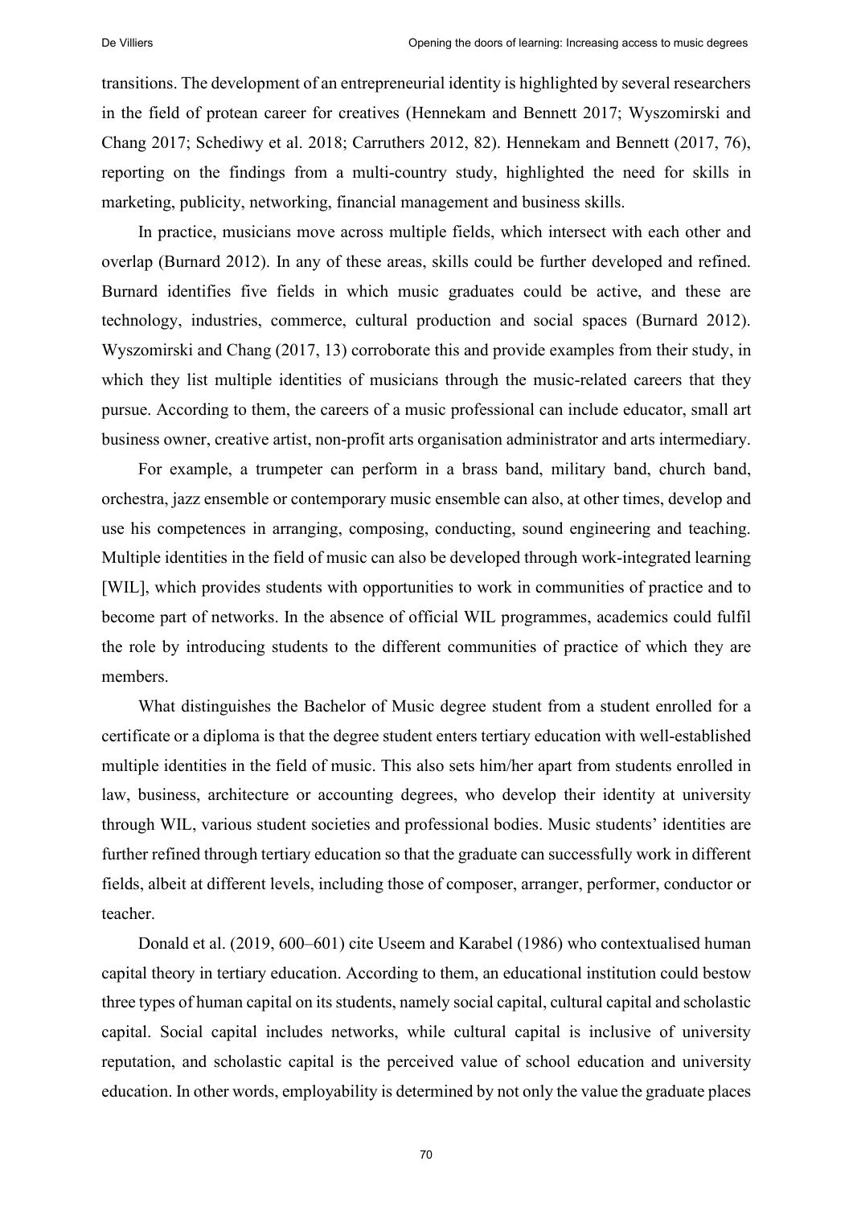transitions. The development of an entrepreneurial identity is highlighted by several researchers in the field of protean career for creatives (Hennekam and Bennett 2017; Wyszomirski and Chang 2017; Schediwy et al. 2018; Carruthers 2012, 82). Hennekam and Bennett (2017, 76), reporting on the findings from a multi-country study, highlighted the need for skills in marketing, publicity, networking, financial management and business skills.

In practice, musicians move across multiple fields, which intersect with each other and overlap (Burnard 2012). In any of these areas, skills could be further developed and refined. Burnard identifies five fields in which music graduates could be active, and these are technology, industries, commerce, cultural production and social spaces (Burnard 2012). Wyszomirski and Chang (2017, 13) corroborate this and provide examples from their study, in which they list multiple identities of musicians through the music-related careers that they pursue. According to them, the careers of a music professional can include educator, small art business owner, creative artist, non-profit arts organisation administrator and arts intermediary.

For example, a trumpeter can perform in a brass band, military band, church band, orchestra, jazz ensemble or contemporary music ensemble can also, at other times, develop and use his competences in arranging, composing, conducting, sound engineering and teaching. Multiple identities in the field of music can also be developed through work-integrated learning [WIL], which provides students with opportunities to work in communities of practice and to become part of networks. In the absence of official WIL programmes, academics could fulfil the role by introducing students to the different communities of practice of which they are members.

What distinguishes the Bachelor of Music degree student from a student enrolled for a certificate or a diploma is that the degree student enters tertiary education with well-established multiple identities in the field of music. This also sets him/her apart from students enrolled in law, business, architecture or accounting degrees, who develop their identity at university through WIL, various student societies and professional bodies. Music students' identities are further refined through tertiary education so that the graduate can successfully work in different fields, albeit at different levels, including those of composer, arranger, performer, conductor or teacher.

Donald et al. (2019, 600–601) cite Useem and Karabel (1986) who contextualised human capital theory in tertiary education. According to them, an educational institution could bestow three types of human capital on its students, namely social capital, cultural capital and scholastic capital. Social capital includes networks, while cultural capital is inclusive of university reputation, and scholastic capital is the perceived value of school education and university education. In other words, employability is determined by not only the value the graduate places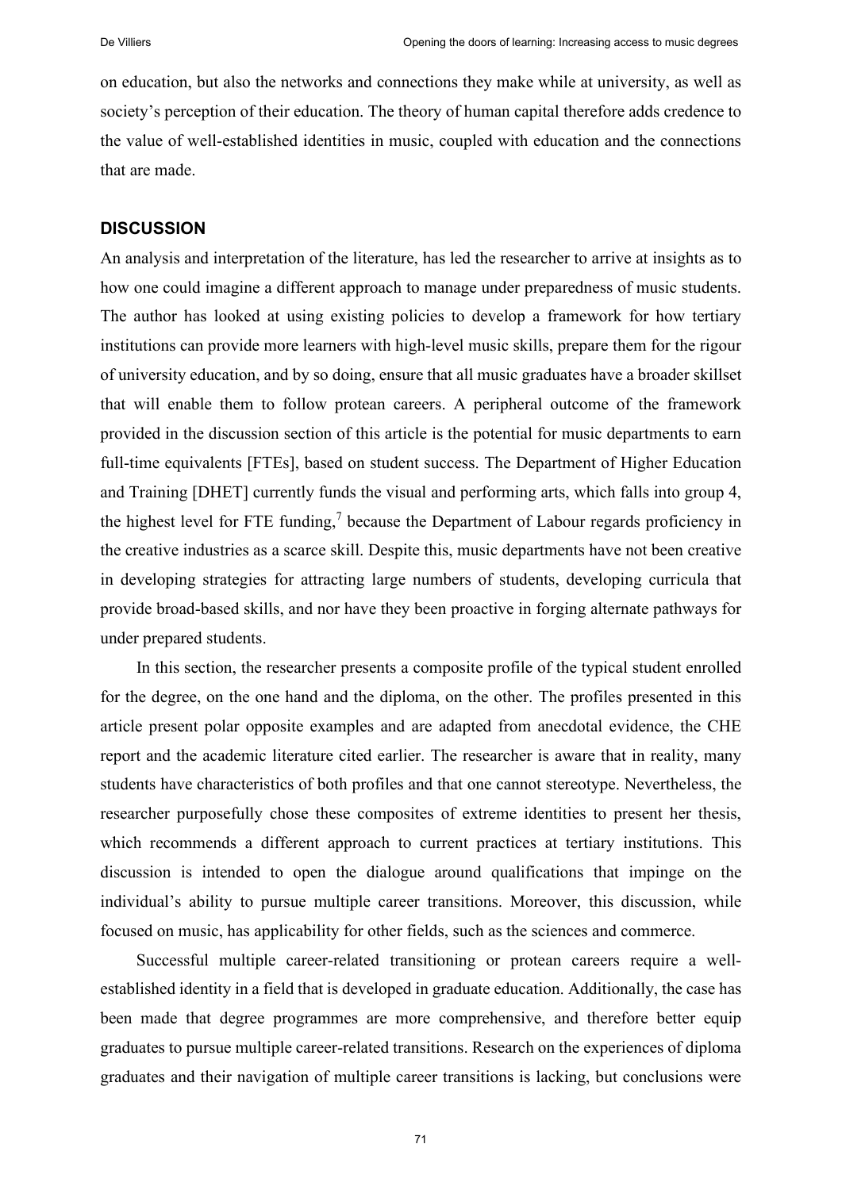on education, but also the networks and connections they make while at university, as well as society's perception of their education. The theory of human capital therefore adds credence to the value of well-established identities in music, coupled with education and the connections that are made.

## DISCUSSION

An analysis and interpretation of the literature, has led the researcher to arrive at insights as to how one could imagine a different approach to manage under preparedness of music students. The author has looked at using existing policies to develop a framework for how tertiary institutions can provide more learners with high-level music skills, prepare them for the rigour of university education, and by so doing, ensure that all music graduates have a broader skillset that will enable them to follow protean careers. A peripheral outcome of the framework provided in the discussion section of this article is the potential for music departments to earn full-time equivalents [FTEs], based on student success. The Department of Higher Education and Training [DHET] currently funds the visual and performing arts, which falls into group 4, the highest level for FTE funding,[7] because the Department of Labour regards proficiency in the creative industries as a scarce skill. Despite this, music departments have not been creative in developing strategies for attracting large numbers of students, developing curricula that provide broad-based skills, and nor have they been proactive in forging alternate pathways for under prepared students.

In this section, the researcher presents a composite profile of the typical student enrolled for the degree, on the one hand and the diploma, on the other. The profiles presented in this article present polar opposite examples and are adapted from anecdotal evidence, the CHE report and the academic literature cited earlier. The researcher is aware that in reality, many students have characteristics of both profiles and that one cannot stereotype. Nevertheless, the researcher purposefully chose these composites of extreme identities to present her thesis, which recommends a different approach to current practices at tertiary institutions. This discussion is intended to open the dialogue around qualifications that impinge on the individual's ability to pursue multiple career transitions. Moreover, this discussion, while focused on music, has applicability for other fields, such as the sciences and commerce.

Successful multiple career-related transitioning or protean careers require a well-established identity in a field that is developed in graduate education. Additionally, the case has been made that degree programmes are more comprehensive, and therefore better equip graduates to pursue multiple career-related transitions. Research on the experiences of diploma graduates and their navigation of multiple career transitions is lacking, but conclusions were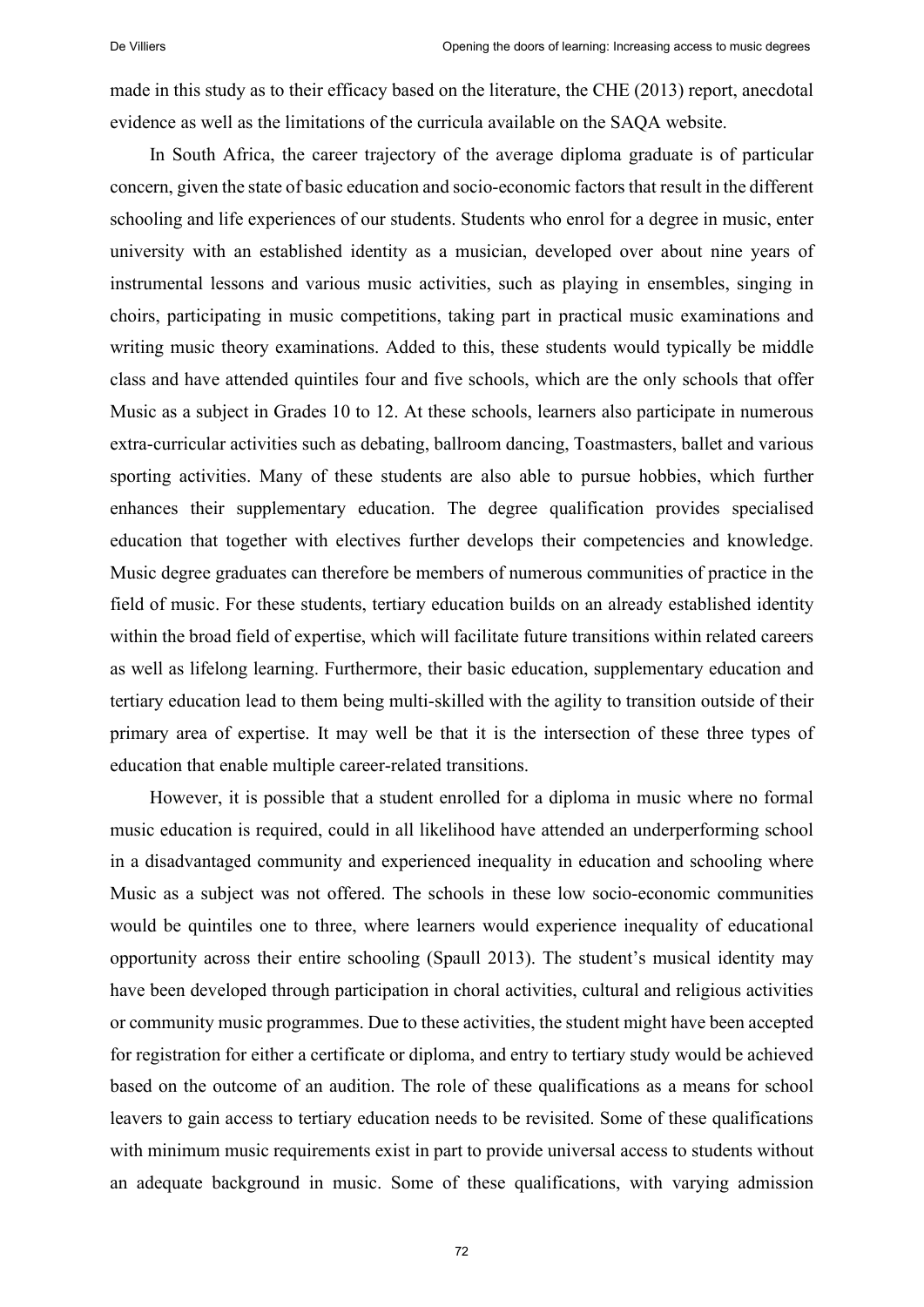made in this study as to their efficacy based on the literature, the CHE (2013) report, anecdotal evidence as well as the limitations of the curricula available on the SAQA website.

In South Africa, the career trajectory of the average diploma graduate is of particular concern, given the state of basic education and socio-economic factors that result in the different schooling and life experiences of our students. Students who enrol for a degree in music, enter university with an established identity as a musician, developed over about nine years of instrumental lessons and various music activities, such as playing in ensembles, singing in choirs, participating in music competitions, taking part in practical music examinations and writing music theory examinations. Added to this, these students would typically be middle class and have attended quintiles four and five schools, which are the only schools that offer Music as a subject in Grades 10 to 12. At these schools, learners also participate in numerous extra-curricular activities such as debating, ballroom dancing, Toastmasters, ballet and various sporting activities. Many of these students are also able to pursue hobbies, which further enhances their supplementary education. The degree qualification provides specialised education that together with electives further develops their competencies and knowledge. Music degree graduates can therefore be members of numerous communities of practice in the field of music. For these students, tertiary education builds on an already established identity within the broad field of expertise, which will facilitate future transitions within related careers as well as lifelong learning. Furthermore, their basic education, supplementary education and tertiary education lead to them being multi-skilled with the agility to transition outside of their primary area of expertise. It may well be that it is the intersection of these three types of education that enable multiple career-related transitions.

However, it is possible that a student enrolled for a diploma in music where no formal music education is required, could in all likelihood have attended an underperforming school in a disadvantaged community and experienced inequality in education and schooling where Music as a subject was not offered. The schools in these low socio-economic communities would be quintiles one to three, where learners would experience inequality of educational opportunity across their entire schooling (Spaull 2013). The student's musical identity may have been developed through participation in choral activities, cultural and religious activities or community music programmes. Due to these activities, the student might have been accepted for registration for either a certificate or diploma, and entry to tertiary study would be achieved based on the outcome of an audition. The role of these qualifications as a means for school leavers to gain access to tertiary education needs to be revisited. Some of these qualifications with minimum music requirements exist in part to provide universal access to students without an adequate background in music. Some of these qualifications, with varying admission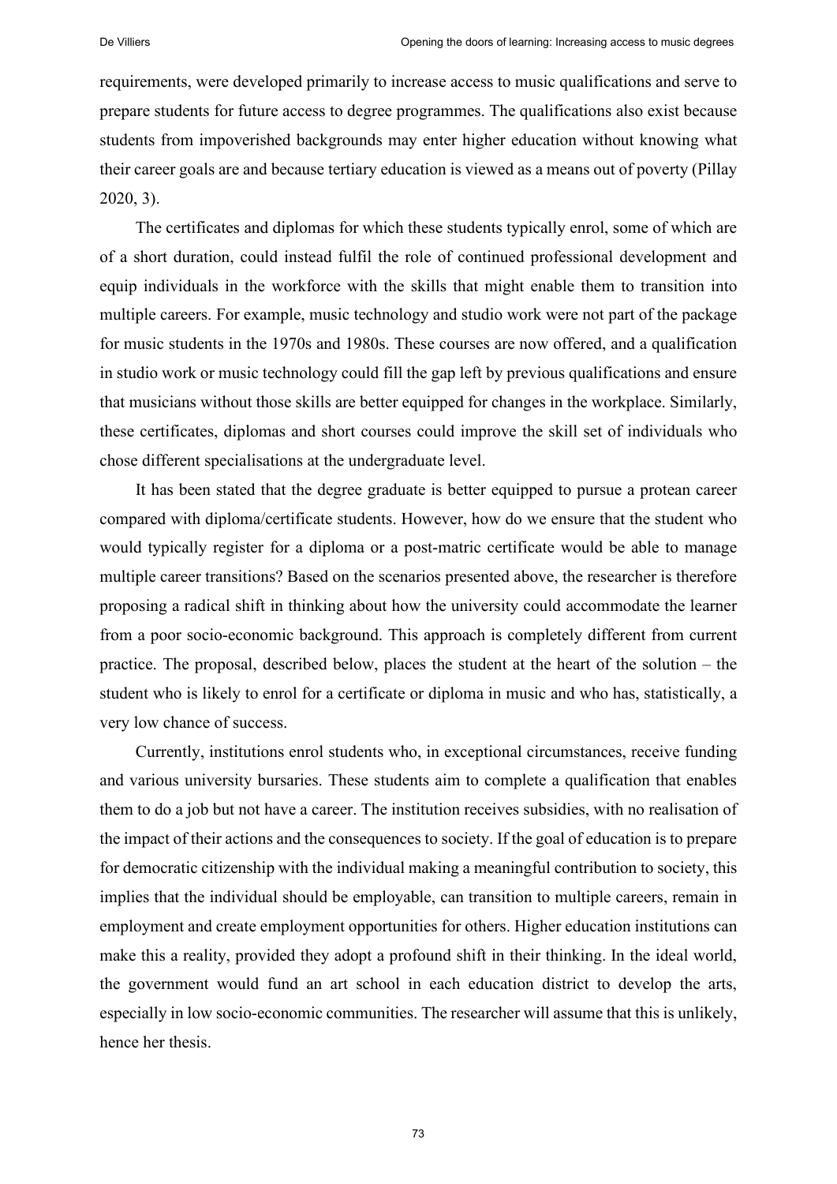requirements, were developed primarily to increase access to music qualifications and serve to prepare students for future access to degree programmes. The qualifications also exist because students from impoverished backgrounds may enter higher education without knowing what their career goals are and because tertiary education is viewed as a means out of poverty (Pillay 2020, 3).

The certificates and diplomas for which these students typically enrol, some of which are of a short duration, could instead fulfil the role of continued professional development and equip individuals in the workforce with the skills that might enable them to transition into multiple careers. For example, music technology and studio work were not part of the package for music students in the 1970s and 1980s. These courses are now offered, and a qualification in studio work or music technology could fill the gap left by previous qualifications and ensure that musicians without those skills are better equipped for changes in the workplace. Similarly, these certificates, diplomas and short courses could improve the skill set of individuals who chose different specialisations at the undergraduate level.

It has been stated that the degree graduate is better equipped to pursue a protean career compared with diploma/certificate students. However, how do we ensure that the student who would typically register for a diploma or a post-matric certificate would be able to manage multiple career transitions? Based on the scenarios presented above, the researcher is therefore proposing a radical shift in thinking about how the university could accommodate the learner from a poor socio-economic background. This approach is completely different from current practice. The proposal, described below, places the student at the heart of the solution – the student who is likely to enrol for a certificate or diploma in music and who has, statistically, a very low chance of success.

Currently, institutions enrol students who, in exceptional circumstances, receive funding and various university bursaries. These students aim to complete a qualification that enables them to do a job but not have a career. The institution receives subsidies, with no realisation of the impact of their actions and the consequences to society. If the goal of education is to prepare for democratic citizenship with the individual making a meaningful contribution to society, this implies that the individual should be employable, can transition to multiple careers, remain in employment and create employment opportunities for others. Higher education institutions can make this a reality, provided they adopt a profound shift in their thinking. In the ideal world, the government would fund an art school in each education district to develop the arts, especially in low socio-economic communities. The researcher will assume that this is unlikely, hence her thesis.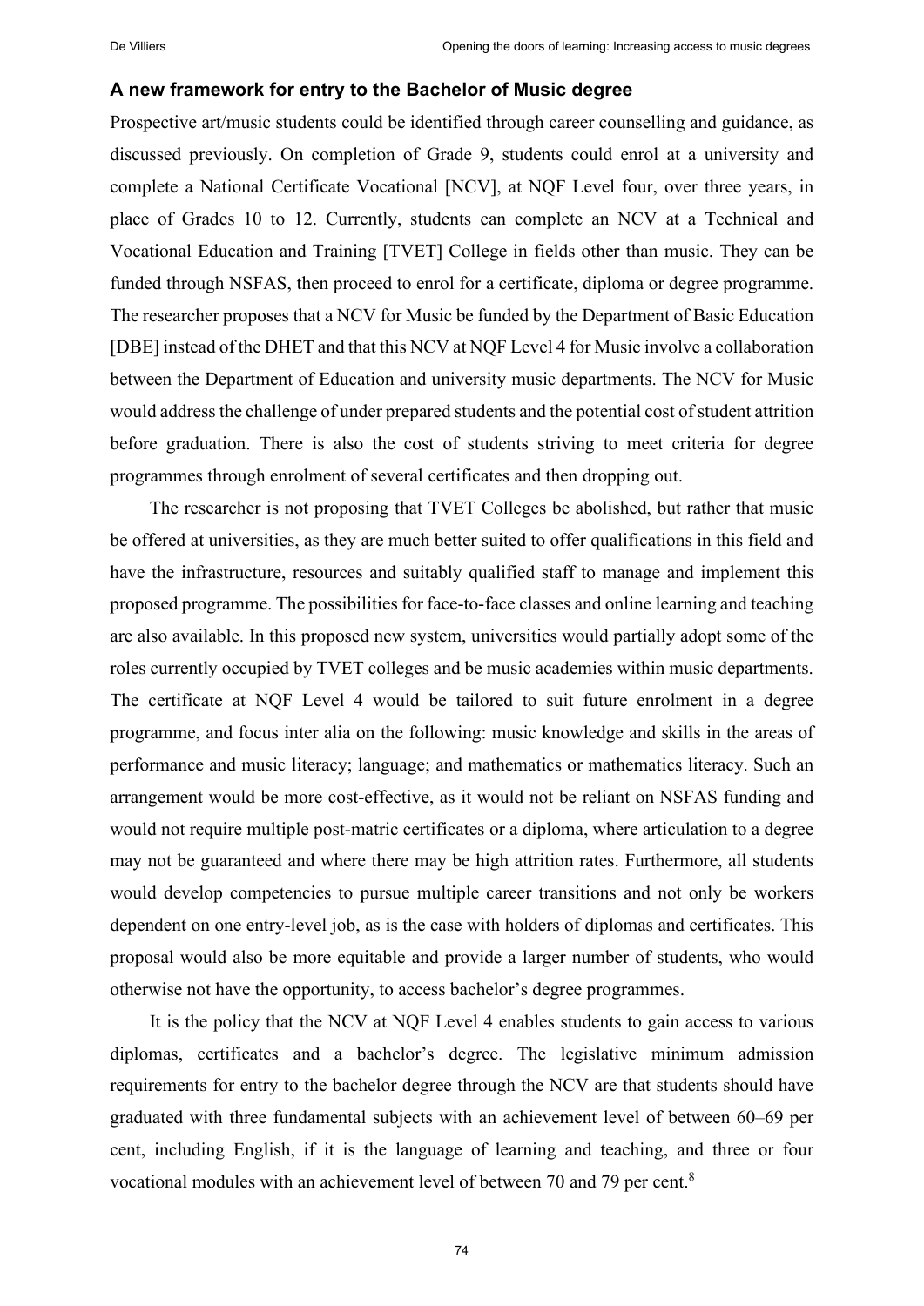### A new framework for entry to the Bachelor of Music degree

Prospective art/music students could be identified through career counselling and guidance, as discussed previously. On completion of Grade 9, students could enrol at a university and complete a National Certificate Vocational [NCV], at NQF Level four, over three years, in place of Grades 10 to 12. Currently, students can complete an NCV at a Technical and Vocational Education and Training [TVET] College in fields other than music. They can be funded through NSFAS, then proceed to enrol for a certificate, diploma or degree programme. The researcher proposes that a NCV for Music be funded by the Department of Basic Education [DBE] instead of the DHET and that this NCV at NQF Level 4 for Music involve a collaboration between the Department of Education and university music departments. The NCV for Music would address the challenge of under prepared students and the potential cost of student attrition before graduation. There is also the cost of students striving to meet criteria for degree programmes through enrolment of several certificates and then dropping out.

The researcher is not proposing that TVET Colleges be abolished, but rather that music be offered at universities, as they are much better suited to offer qualifications in this field and have the infrastructure, resources and suitably qualified staff to manage and implement this proposed programme. The possibilities for face-to-face classes and online learning and teaching are also available. In this proposed new system, universities would partially adopt some of the roles currently occupied by TVET colleges and be music academies within music departments. The certificate at NQF Level 4 would be tailored to suit future enrolment in a degree programme, and focus inter alia on the following: music knowledge and skills in the areas of performance and music literacy; language; and mathematics or mathematics literacy. Such an arrangement would be more cost-effective, as it would not be reliant on NSFAS funding and would not require multiple post-matric certificates or a diploma, where articulation to a degree may not be guaranteed and where there may be high attrition rates. Furthermore, all students would develop competencies to pursue multiple career transitions and not only be workers dependent on one entry-level job, as is the case with holders of diplomas and certificates. This proposal would also be more equitable and provide a larger number of students, who would otherwise not have the opportunity, to access bachelor's degree programmes.

It is the policy that the NCV at NQF Level 4 enables students to gain access to various diplomas, certificates and a bachelor's degree. The legislative minimum admission requirements for entry to the bachelor degree through the NCV are that students should have graduated with three fundamental subjects with an achievement level of between 60–69 per cent, including English, if it is the language of learning and teaching, and three or four vocational modules with an achievement level of between 70 and 79 per cent.[8]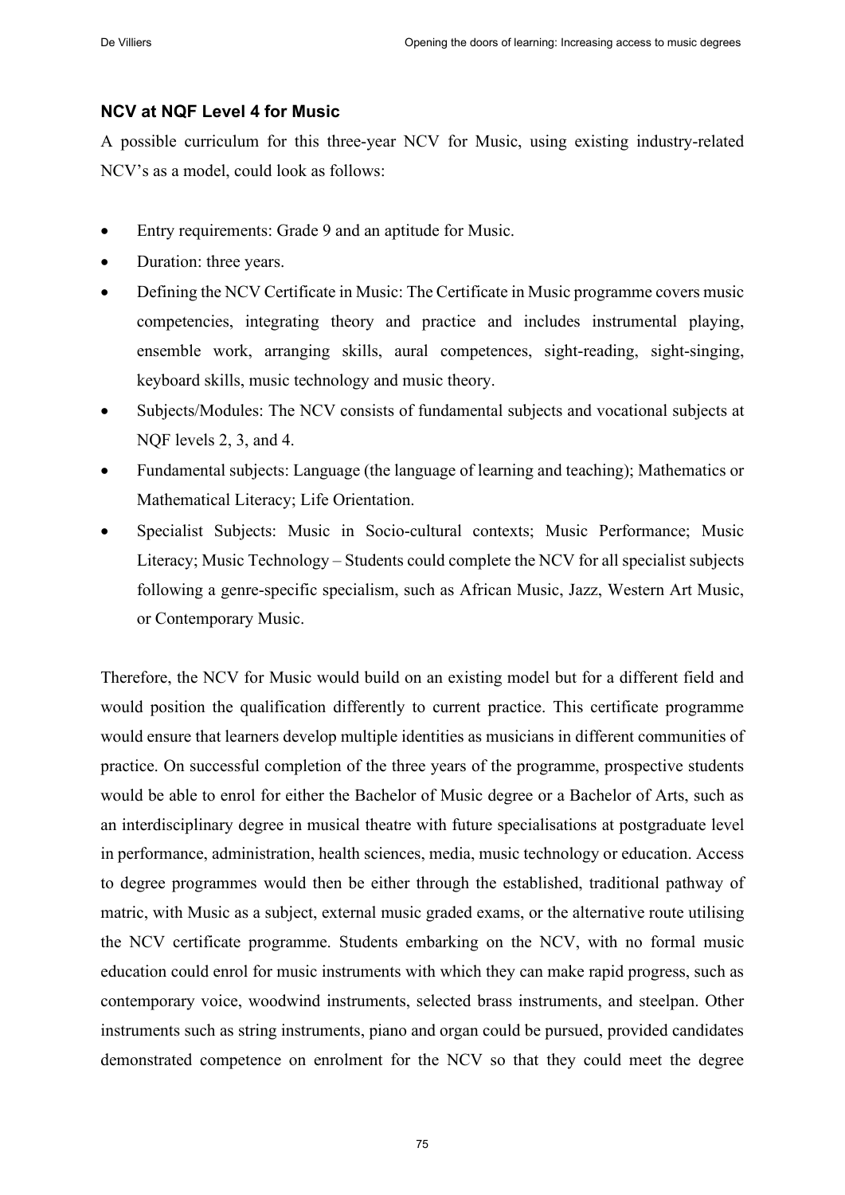### NCV at NQF Level 4 for Music

A possible curriculum for this three-year NCV for Music, using existing industry-related NCV's as a model, could look as follows:

- Entry requirements: Grade 9 and an aptitude for Music.
- Duration: three years.
- Defining the NCV Certificate in Music: The Certificate in Music programme covers music competencies, integrating theory and practice and includes instrumental playing, ensemble work, arranging skills, aural competences, sight-reading, sight-singing, keyboard skills, music technology and music theory.
- Subjects/Modules: The NCV consists of fundamental subjects and vocational subjects at NQF levels 2, 3, and 4.
- Fundamental subjects: Language (the language of learning and teaching); Mathematics or Mathematical Literacy; Life Orientation.
- Specialist Subjects: Music in Socio-cultural contexts; Music Performance; Music Literacy; Music Technology – Students could complete the NCV for all specialist subjects following a genre-specific specialism, such as African Music, Jazz, Western Art Music, or Contemporary Music.

Therefore, the NCV for Music would build on an existing model but for a different field and would position the qualification differently to current practice. This certificate programme would ensure that learners develop multiple identities as musicians in different communities of practice. On successful completion of the three years of the programme, prospective students would be able to enrol for either the Bachelor of Music degree or a Bachelor of Arts, such as an interdisciplinary degree in musical theatre with future specialisations at postgraduate level in performance, administration, health sciences, media, music technology or education. Access to degree programmes would then be either through the established, traditional pathway of matric, with Music as a subject, external music graded exams, or the alternative route utilising the NCV certificate programme. Students embarking on the NCV, with no formal music education could enrol for music instruments with which they can make rapid progress, such as contemporary voice, woodwind instruments, selected brass instruments, and steelpan. Other instruments such as string instruments, piano and organ could be pursued, provided candidates demonstrated competence on enrolment for the NCV so that they could meet the degree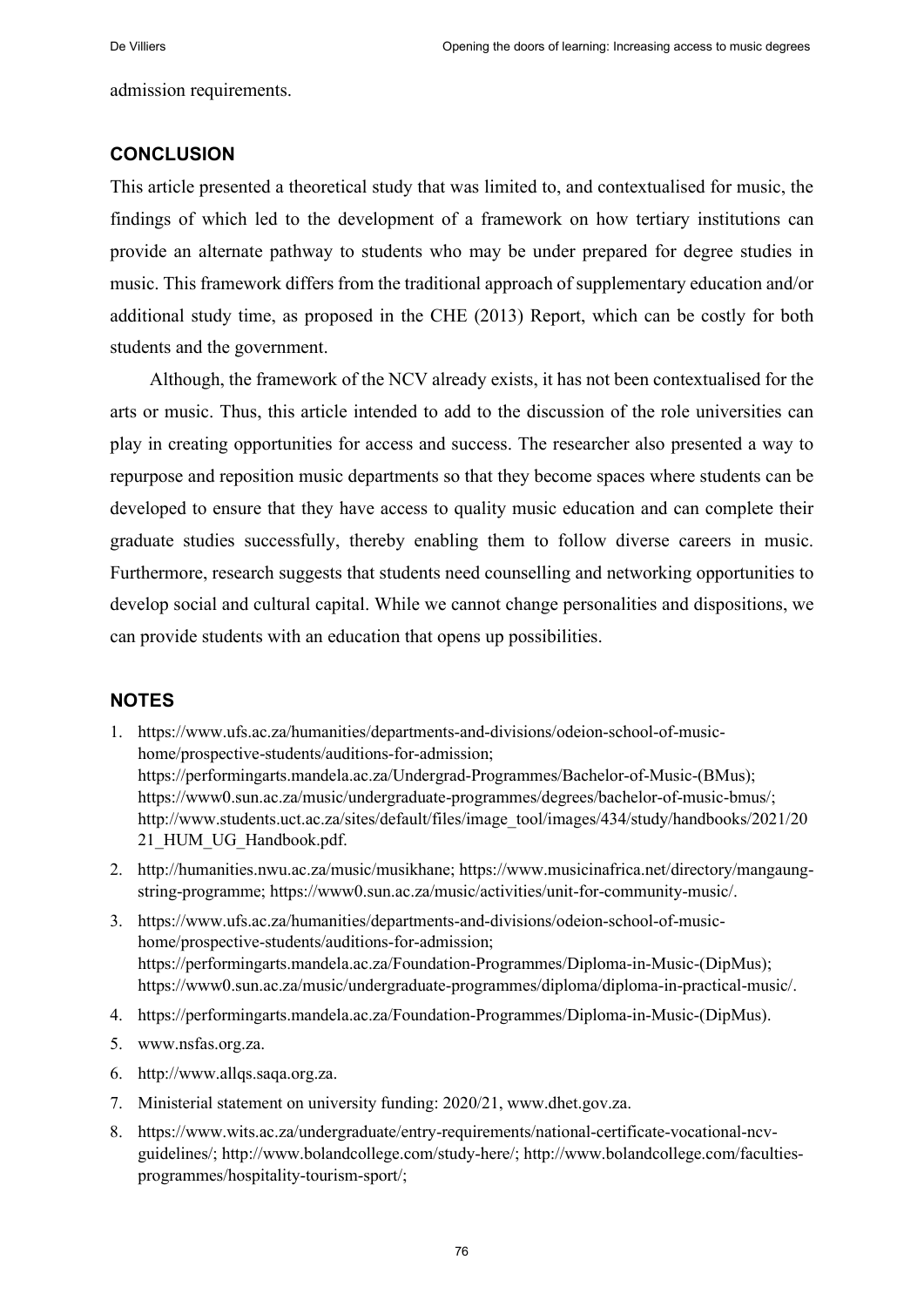admission requirements.

## CONCLUSION

This article presented a theoretical study that was limited to, and contextualised for music, the findings of which led to the development of a framework on how tertiary institutions can provide an alternate pathway to students who may be under prepared for degree studies in music. This framework differs from the traditional approach of supplementary education and/or additional study time, as proposed in the CHE (2013) Report, which can be costly for both students and the government.

Although, the framework of the NCV already exists, it has not been contextualised for the arts or music. Thus, this article intended to add to the discussion of the role universities can play in creating opportunities for access and success. The researcher also presented a way to repurpose and reposition music departments so that they become spaces where students can be developed to ensure that they have access to quality music education and can complete their graduate studies successfully, thereby enabling them to follow diverse careers in music. Furthermore, research suggests that students need counselling and networking opportunities to develop social and cultural capital. While we cannot change personalities and dispositions, we can provide students with an education that opens up possibilities.

## NOTES

1. https://www.ufs.ac.za/humanities/departments-and-divisions/odeion-school-of-music-home/prospective-students/auditions-for-admission; https://performingarts.mandela.ac.za/Undergrad-Programmes/Bachelor-of-Music-(BMus); https://www0.sun.ac.za/music/undergraduate-programmes/degrees/bachelor-of-music-bmus/; http://www.students.uct.ac.za/sites/default/files/image_tool/images/434/study/handbooks/2021/2021_HUM_UG_Handbook.pdf.
2. http://humanities.nwu.ac.za/music/musikhane; https://www.musicinafrica.net/directory/mangaung-string-programme; https://www0.sun.ac.za/music/activities/unit-for-community-music/.
3. https://www.ufs.ac.za/humanities/departments-and-divisions/odeion-school-of-music-home/prospective-students/auditions-for-admission; https://performingarts.mandela.ac.za/Foundation-Programmes/Diploma-in-Music-(DipMus); https://www0.sun.ac.za/music/undergraduate-programmes/diploma/diploma-in-practical-music/.
4. https://performingarts.mandela.ac.za/Foundation-Programmes/Diploma-in-Music-(DipMus).
5. www.nsfas.org.za.
6. http://www.allqs.saqa.org.za.
7. Ministerial statement on university funding: 2020/21, www.dhet.gov.za.
8. https://www.wits.ac.za/undergraduate/entry-requirements/national-certificate-vocational-ncv-guidelines/; http://www.bolandcollege.com/study-here/; http://www.bolandcollege.com/faculties-programmes/hospitality-tourism-sport/;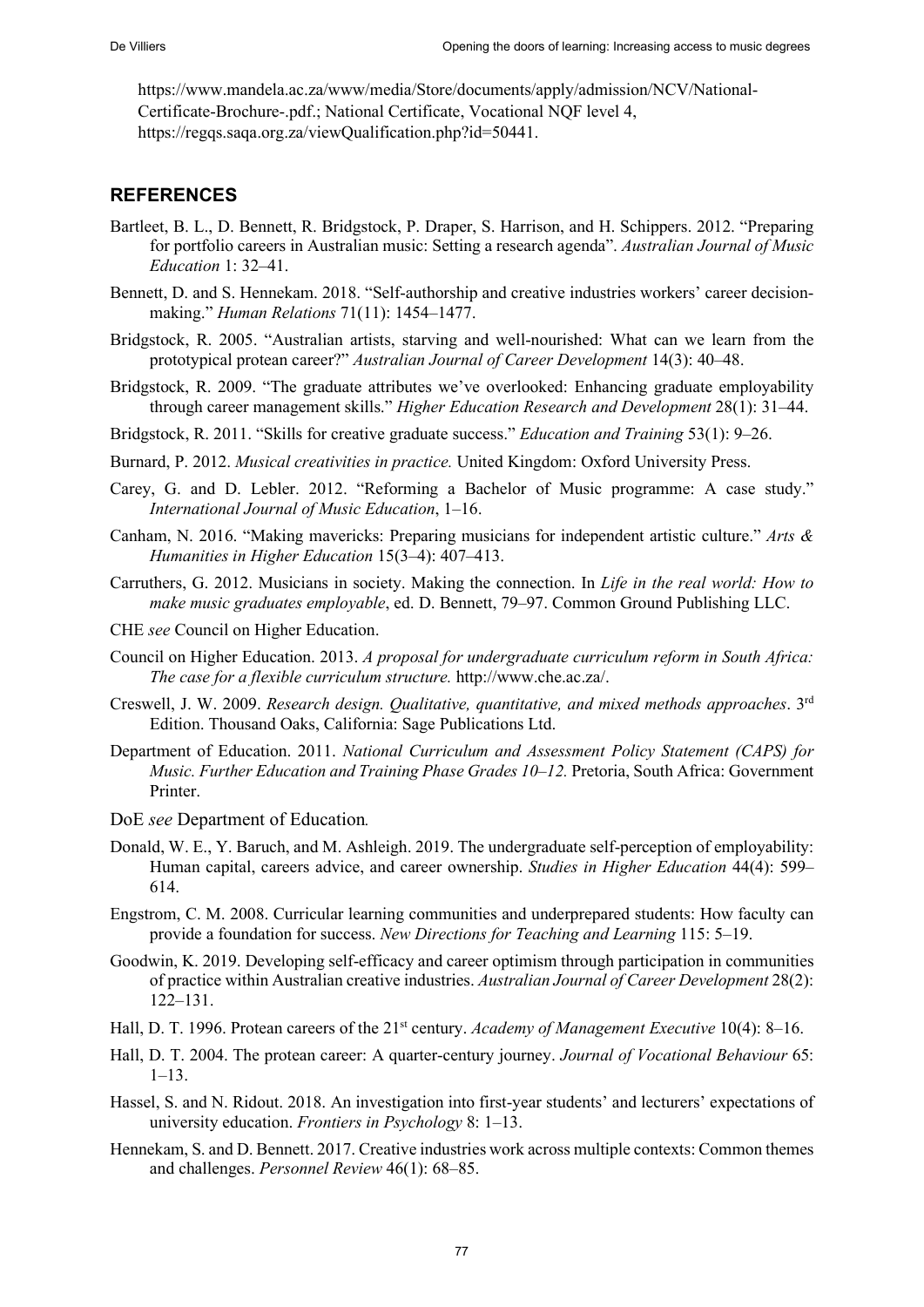https://www.mandela.ac.za/www/media/Store/documents/apply/admission/NCV/National-Certificate-Brochure-.pdf.; National Certificate, Vocational NQF level 4, https://regqs.saqa.org.za/viewQualification.php?id=50441.

## REFERENCES

Bartleet, B. L., D. Bennett, R. Bridgstock, P. Draper, S. Harrison, and H. Schippers. 2012. "Preparing for portfolio careers in Australian music: Setting a research agenda". *Australian Journal of Music Education* 1: 32–41.

Bennett, D. and S. Hennekam. 2018. "Self-authorship and creative industries workers' career decision-making." *Human Relations* 71(11): 1454–1477.

Bridgstock, R. 2005. "Australian artists, starving and well-nourished: What can we learn from the prototypical protean career?" *Australian Journal of Career Development* 14(3): 40–48.

Bridgstock, R. 2009. "The graduate attributes we've overlooked: Enhancing graduate employability through career management skills." *Higher Education Research and Development* 28(1): 31–44.

Bridgstock, R. 2011. "Skills for creative graduate success." *Education and Training* 53(1): 9–26.

Burnard, P. 2012. *Musical creativities in practice.* United Kingdom: Oxford University Press.

Carey, G. and D. Lebler. 2012. "Reforming a Bachelor of Music programme: A case study." *International Journal of Music Education*, 1–16.

Canham, N. 2016. "Making mavericks: Preparing musicians for independent artistic culture." *Arts & Humanities in Higher Education* 15(3–4): 407–413.

Carruthers, G. 2012. Musicians in society. Making the connection. In *Life in the real world: How to make music graduates employable*, ed. D. Bennett, 79–97. Common Ground Publishing LLC.

CHE *see* Council on Higher Education.

Council on Higher Education. 2013. *A proposal for undergraduate curriculum reform in South Africa: The case for a flexible curriculum structure.* http://www.che.ac.za/.

Creswell, J. W. 2009. *Research design. Qualitative, quantitative, and mixed methods approaches*. 3rd Edition. Thousand Oaks, California: Sage Publications Ltd.

Department of Education. 2011. *National Curriculum and Assessment Policy Statement (CAPS) for Music. Further Education and Training Phase Grades 10–12.* Pretoria, South Africa: Government Printer.

DoE *see* Department of Education*.*

Donald, W. E., Y. Baruch, and M. Ashleigh. 2019. The undergraduate self-perception of employability: Human capital, careers advice, and career ownership. *Studies in Higher Education* 44(4): 599–614.

Engstrom, C. M. 2008. Curricular learning communities and underprepared students: How faculty can provide a foundation for success. *New Directions for Teaching and Learning* 115: 5–19.

Goodwin, K. 2019. Developing self-efficacy and career optimism through participation in communities of practice within Australian creative industries. *Australian Journal of Career Development* 28(2): 122–131.

Hall, D. T. 1996. Protean careers of the 21st century. *Academy of Management Executive* 10(4): 8–16.

Hall, D. T. 2004. The protean career: A quarter-century journey. *Journal of Vocational Behaviour* 65: 1–13.

Hassel, S. and N. Ridout. 2018. An investigation into first-year students' and lecturers' expectations of university education. *Frontiers in Psychology* 8: 1–13.

Hennekam, S. and D. Bennett. 2017. Creative industries work across multiple contexts: Common themes and challenges. *Personnel Review* 46(1): 68–85.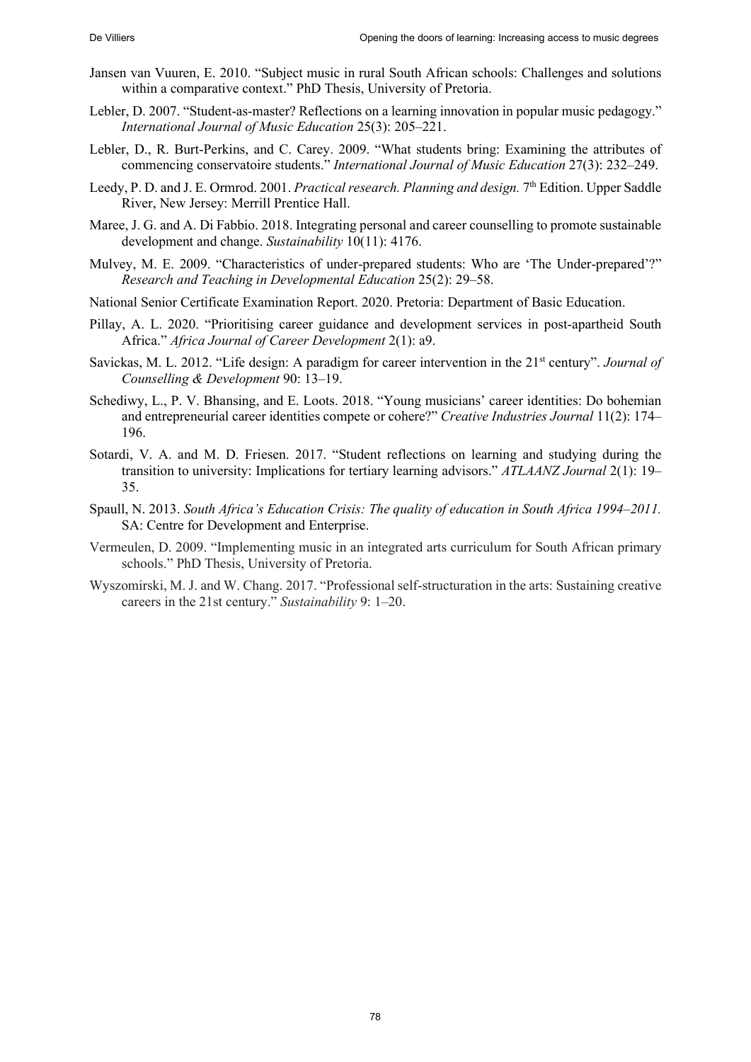Jansen van Vuuren, E. 2010. "Subject music in rural South African schools: Challenges and solutions within a comparative context." PhD Thesis, University of Pretoria.

Lebler, D. 2007. "Student-as-master? Reflections on a learning innovation in popular music pedagogy." *International Journal of Music Education* 25(3): 205–221.

Lebler, D., R. Burt-Perkins, and C. Carey. 2009. "What students bring: Examining the attributes of commencing conservatoire students." *International Journal of Music Education* 27(3): 232–249.

Leedy, P. D. and J. E. Ormrod. 2001. *Practical research. Planning and design.* 7th Edition. Upper Saddle River, New Jersey: Merrill Prentice Hall.

Maree, J. G. and A. Di Fabbio. 2018. Integrating personal and career counselling to promote sustainable development and change. *Sustainability* 10(11): 4176.

Mulvey, M. E. 2009. "Characteristics of under-prepared students: Who are 'The Under-prepared'?" *Research and Teaching in Developmental Education* 25(2): 29–58.

National Senior Certificate Examination Report. 2020. Pretoria: Department of Basic Education.

Pillay, A. L. 2020. "Prioritising career guidance and development services in post-apartheid South Africa." *Africa Journal of Career Development* 2(1): a9.

Savickas, M. L. 2012. "Life design: A paradigm for career intervention in the 21st century". *Journal of Counselling & Development* 90: 13–19.

Schediwy, L., P. V. Bhansing, and E. Loots. 2018. "Young musicians' career identities: Do bohemian and entrepreneurial career identities compete or cohere?" *Creative Industries Journal* 11(2): 174–196.

Sotardi, V. A. and M. D. Friesen. 2017. "Student reflections on learning and studying during the transition to university: Implications for tertiary learning advisors." *ATLAANZ Journal* 2(1): 19–35.

Spaull, N. 2013. *South Africa's Education Crisis: The quality of education in South Africa 1994–2011.* SA: Centre for Development and Enterprise.

Vermeulen, D. 2009. "Implementing music in an integrated arts curriculum for South African primary schools." PhD Thesis, University of Pretoria.

Wyszomirski, M. J. and W. Chang. 2017. "Professional self-structuration in the arts: Sustaining creative careers in the 21st century." *Sustainability* 9: 1–20.